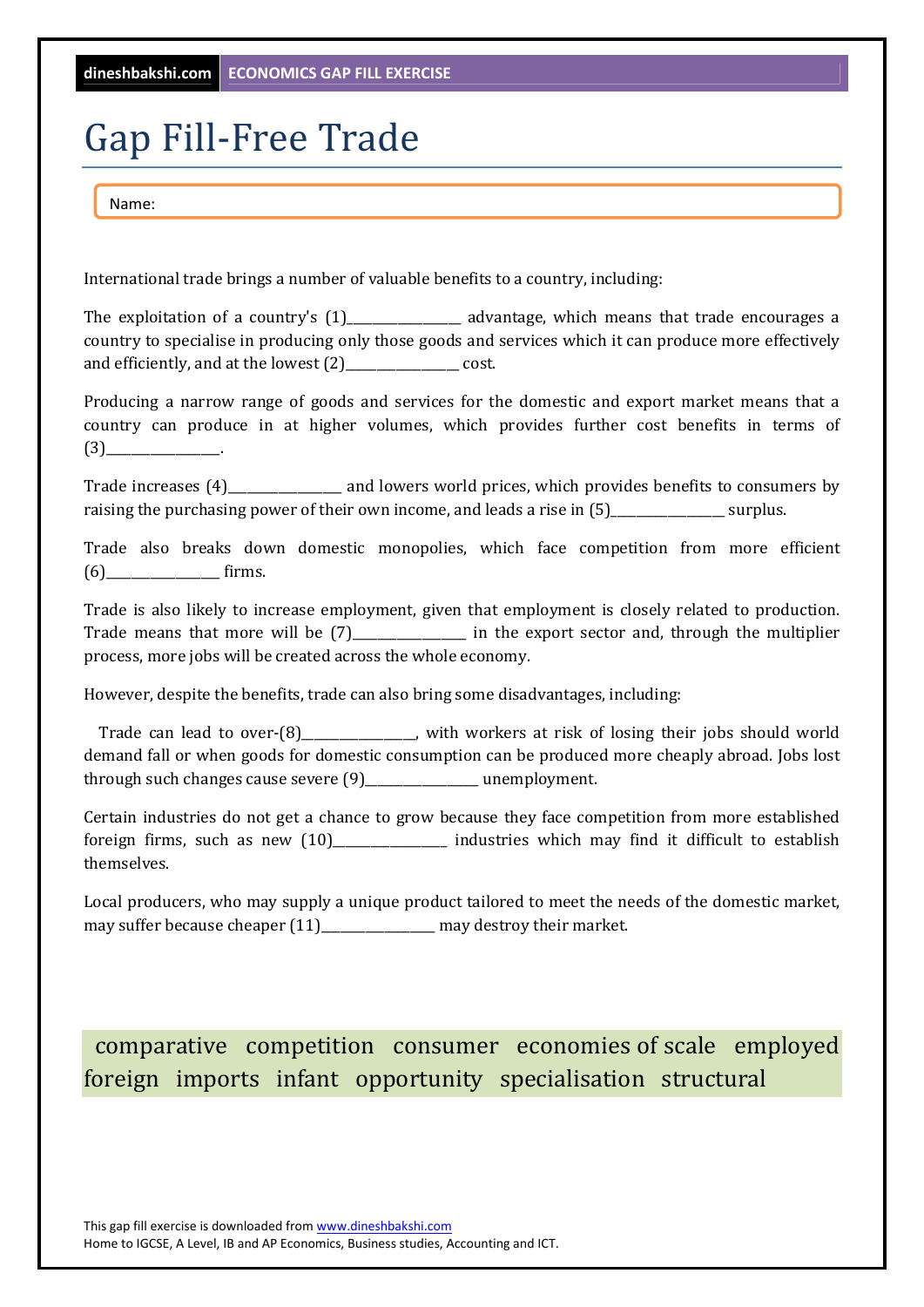# Gap Fill-Free Trade

Name:

International trade brings a number of valuable benefits to a country, including:

The exploitation of a country's (1)________________ advantage, which means that trade encourages a country to specialise in producing only those goods and services which it can produce more effectively and efficiently, and at the lowest (2)________________ cost.

Producing a narrow range of goods and services for the domestic and export market means that a country can produce in at higher volumes, which provides further cost benefits in terms of (3)________________.

Trade increases (4)________________ and lowers world prices, which provides benefits to consumers by raising the purchasing power of their own income, and leads a rise in (5)________________ surplus.

Trade also breaks down domestic monopolies, which face competition from more efficient (6)________________ firms.

Trade is also likely to increase employment, given that employment is closely related to production. Trade means that more will be (7)________________ in the export sector and, through the multiplier process, more jobs will be created across the whole economy.

However, despite the benefits, trade can also bring some disadvantages, including:

Trade can lead to over-(8)________________, with workers at risk of losing their jobs should world demand fall or when goods for domestic consumption can be produced more cheaply abroad. Jobs lost through such changes cause severe (9)________________ unemployment.

Certain industries do not get a chance to grow because they face competition from more established foreign firms, such as new (10)________________ industries which may find it difficult to establish themselves.

Local producers, who may supply a unique product tailored to meet the needs of the domestic market, may suffer because cheaper (11)________________ may destroy their market.

comparative competition consumer economies of scale employed foreign imports infant opportunity specialisation structural

This gap fill exercise is downloaded from www.dineshbakshi.com
Home to IGCSE, A Level, IB and AP Economics, Business studies, Accounting and ICT.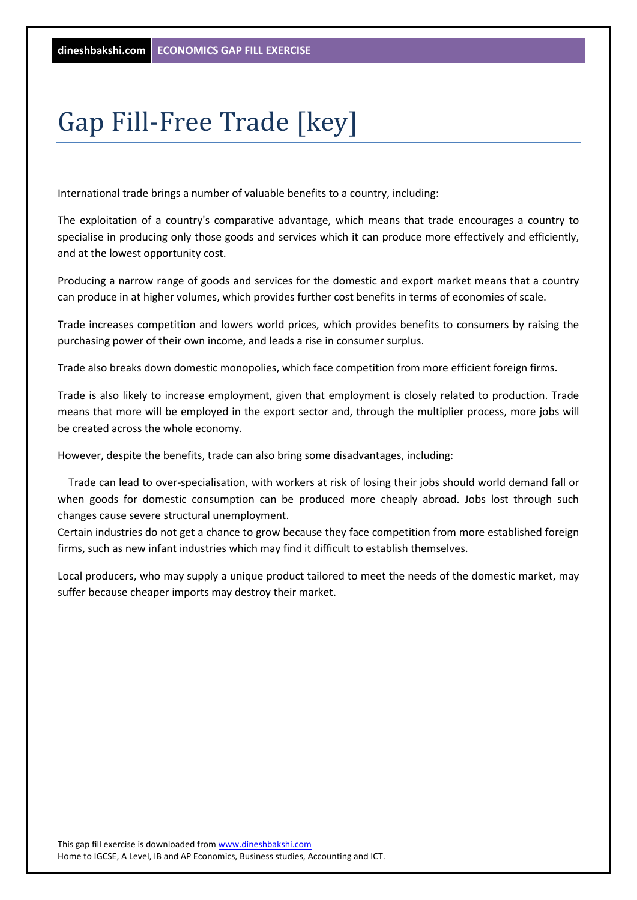# Gap Fill-Free Trade [key]

International trade brings a number of valuable benefits to a country, including:

The exploitation of a country's comparative advantage, which means that trade encourages a country to specialise in producing only those goods and services which it can produce more effectively and efficiently, and at the lowest opportunity cost.

Producing a narrow range of goods and services for the domestic and export market means that a country can produce in at higher volumes, which provides further cost benefits in terms of economies of scale.

Trade increases competition and lowers world prices, which provides benefits to consumers by raising the purchasing power of their own income, and leads a rise in consumer surplus.

Trade also breaks down domestic monopolies, which face competition from more efficient foreign firms.

Trade is also likely to increase employment, given that employment is closely related to production. Trade means that more will be employed in the export sector and, through the multiplier process, more jobs will be created across the whole economy.

However, despite the benefits, trade can also bring some disadvantages, including:

Trade can lead to over-specialisation, with workers at risk of losing their jobs should world demand fall or when goods for domestic consumption can be produced more cheaply abroad. Jobs lost through such changes cause severe structural unemployment.

Certain industries do not get a chance to grow because they face competition from more established foreign firms, such as new infant industries which may find it difficult to establish themselves.

Local producers, who may supply a unique product tailored to meet the needs of the domestic market, may suffer because cheaper imports may destroy their market.